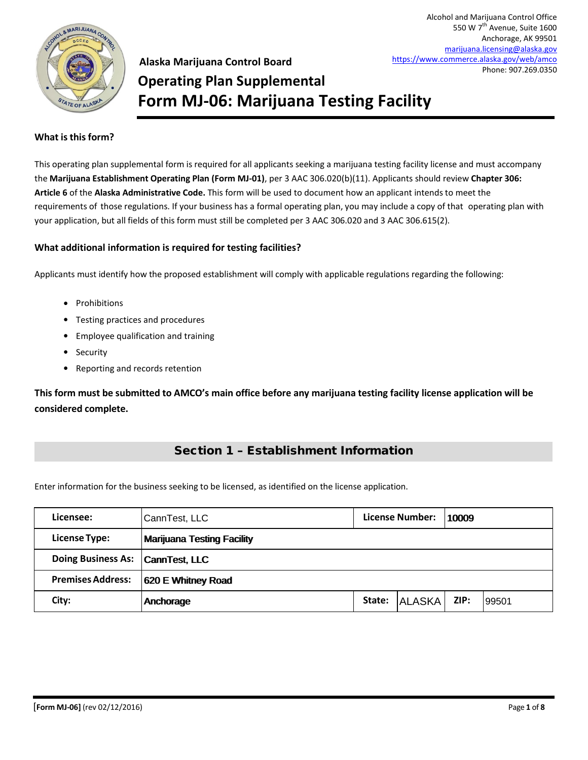Alcohol and Marijuana Control Office
550 W 7th Avenue, Suite 1600
Anchorage, AK 99501
marijuana.licensing@alaska.gov
https://www.commerce.alaska.gov/web/amco
Phone: 907.269.0350

**Alaska Marijuana Control Board**

# Operating Plan Supplemental
# Form MJ-06: Marijuana Testing Facility

**What is this form?**

This operating plan supplemental form is required for all applicants seeking a marijuana testing facility license and must accompany the **Marijuana Establishment Operating Plan (Form MJ-01)**, per 3 AAC 306.020(b)(11). Applicants should review **Chapter 306: Article 6** of the **Alaska Administrative Code.** This form will be used to document how an applicant intends to meet the requirements of those regulations. If your business has a formal operating plan, you may include a copy of that operating plan with your application, but all fields of this form must still be completed per 3 AAC 306.020 and 3 AAC 306.615(2).

**What additional information is required for testing facilities?**

Applicants must identify how the proposed establishment will comply with applicable regulations regarding the following:

- Prohibitions
- Testing practices and procedures
- Employee qualification and training
- Security
- Reporting and records retention

**This form must be submitted to AMCO's main office before any marijuana testing facility license application will be considered complete.**

## Section 1 – Establishment Information

Enter information for the business seeking to be licensed, as identified on the license application.

| | | | | | |
|---|---|---|---|---|---|
| **Licensee:** | CannTest, LLC | **License Number:** | 10009 | | |
| **License Type:** | Marijuana Testing Facility | | | | |
| **Doing Business As:** | CannTest, LLC | | | | |
| **Premises Address:** | 620 E Whitney Road | | | | |
| **City:** | Anchorage | **State:** | ALASKA | **ZIP:** | 99501 |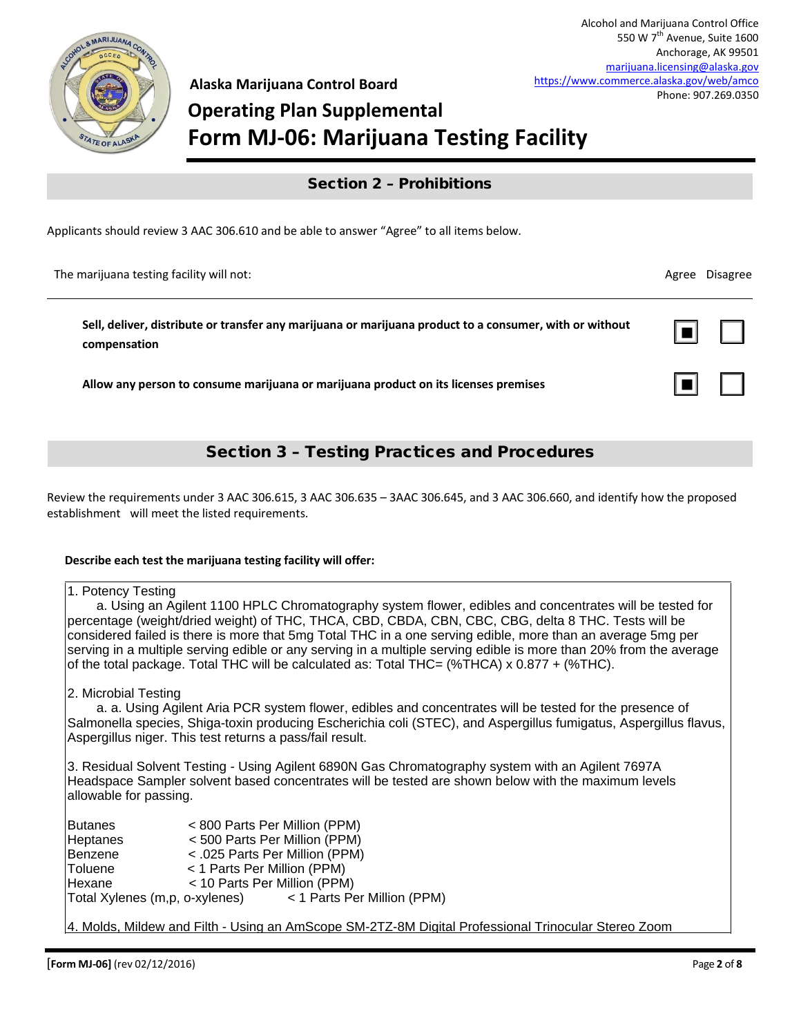Alcohol and Marijuana Control Office
550 W 7th Avenue, Suite 1600
Anchorage, AK 99501
marijuana.licensing@alaska.gov
https://www.commerce.alaska.gov/web/amco
Phone: 907.269.0350

**Alaska Marijuana Control Board**

# Operating Plan Supplemental
# Form MJ-06: Marijuana Testing Facility

## Section 2 – Prohibitions

Applicants should review 3 AAC 306.610 and be able to answer "Agree" to all items below.

| The marijuana testing facility will not: | Agree | Disagree |
|---|---|---|
| **Sell, deliver, distribute or transfer any marijuana or marijuana product to a consumer, with or without compensation** | ☒ | ☐ |
| **Allow any person to consume marijuana or marijuana product on its licenses premises** | ☒ | ☐ |

## Section 3 – Testing Practices and Procedures

Review the requirements under 3 AAC 306.615, 3 AAC 306.635 – 3AAC 306.645, and 3 AAC 306.660, and identify how the proposed establishment will meet the listed requirements.

**Describe each test the marijuana testing facility will offer:**

1. Potency Testing
   a. Using an Agilent 1100 HPLC Chromatography system flower, edibles and concentrates will be tested for percentage (weight/dried weight) of THC, THCA, CBD, CBDA, CBN, CBC, CBG, delta 8 THC. Tests will be considered failed is there is more that 5mg Total THC in a one serving edible, more than an average 5mg per serving in a multiple serving edible or any serving in a multiple serving edible is more than 20% from the average of the total package. Total THC will be calculated as: Total THC= (%THCA) x 0.877 + (%THC).

2. Microbial Testing
   a. a. Using Agilent Aria PCR system flower, edibles and concentrates will be tested for the presence of Salmonella species, Shiga-toxin producing Escherichia coli (STEC), and Aspergillus fumigatus, Aspergillus flavus, Aspergillus niger. This test returns a pass/fail result.

3. Residual Solvent Testing - Using Agilent 6890N Gas Chromatography system with an Agilent 7697A Headspace Sampler solvent based concentrates will be tested are shown below with the maximum levels allowable for passing.

| | |
|---|---|
| Butanes | < 800 Parts Per Million (PPM) |
| Heptanes | < 500 Parts Per Million (PPM) |
| Benzene | < .025 Parts Per Million (PPM) |
| Toluene | < 1 Parts Per Million (PPM) |
| Hexane | < 10 Parts Per Million (PPM) |
| Total Xylenes (m,p, o-xylenes) | < 1 Parts Per Million (PPM) |

4. Molds, Mildew and Filth - Using an AmScope SM-2TZ-8M Digital Professional Trinocular Stereo Zoom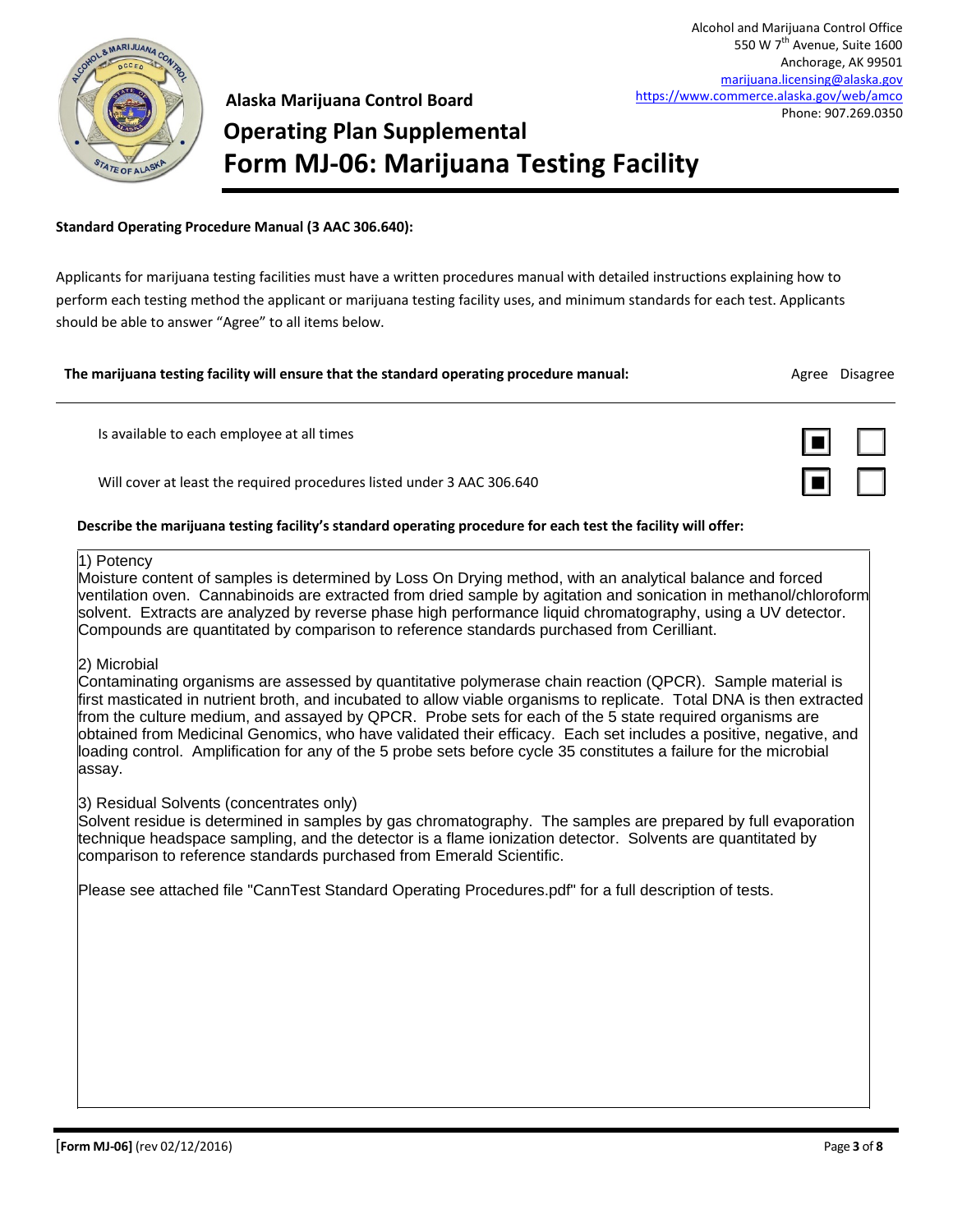Alcohol and Marijuana Control Office
550 W 7th Avenue, Suite 1600
Anchorage, AK 99501
marijuana.licensing@alaska.gov
https://www.commerce.alaska.gov/web/amco
Phone: 907.269.0350

**Alaska Marijuana Control Board**

# Operating Plan Supplemental
# Form MJ-06: Marijuana Testing Facility

**Standard Operating Procedure Manual (3 AAC 306.640):**

Applicants for marijuana testing facilities must have a written procedures manual with detailed instructions explaining how to perform each testing method the applicant or marijuana testing facility uses, and minimum standards for each test. Applicants should be able to answer "Agree" to all items below.

| The marijuana testing facility will ensure that the standard operating procedure manual: | Agree | Disagree |
|---|---|---|
| Is available to each employee at all times | ■ | ☐ |
| Will cover at least the required procedures listed under 3 AAC 306.640 | ■ | ☐ |

**Describe the marijuana testing facility's standard operating procedure for each test the facility will offer:**

1) Potency
Moisture content of samples is determined by Loss On Drying method, with an analytical balance and forced ventilation oven. Cannabinoids are extracted from dried sample by agitation and sonication in methanol/chloroform solvent. Extracts are analyzed by reverse phase high performance liquid chromatography, using a UV detector. Compounds are quantitated by comparison to reference standards purchased from Cerilliant.

2) Microbial
Contaminating organisms are assessed by quantitative polymerase chain reaction (QPCR). Sample material is first masticated in nutrient broth, and incubated to allow viable organisms to replicate. Total DNA is then extracted from the culture medium, and assayed by QPCR. Probe sets for each of the 5 state required organisms are obtained from Medicinal Genomics, who have validated their efficacy. Each set includes a positive, negative, and loading control. Amplification for any of the 5 probe sets before cycle 35 constitutes a failure for the microbial assay.

3) Residual Solvents (concentrates only)
Solvent residue is determined in samples by gas chromatography. The samples are prepared by full evaporation technique headspace sampling, and the detector is a flame ionization detector. Solvents are quantitated by comparison to reference standards purchased from Emerald Scientific.

Please see attached file "CannTest Standard Operating Procedures.pdf" for a full description of tests.

**[Form MJ-06]** (rev 02/12/2016)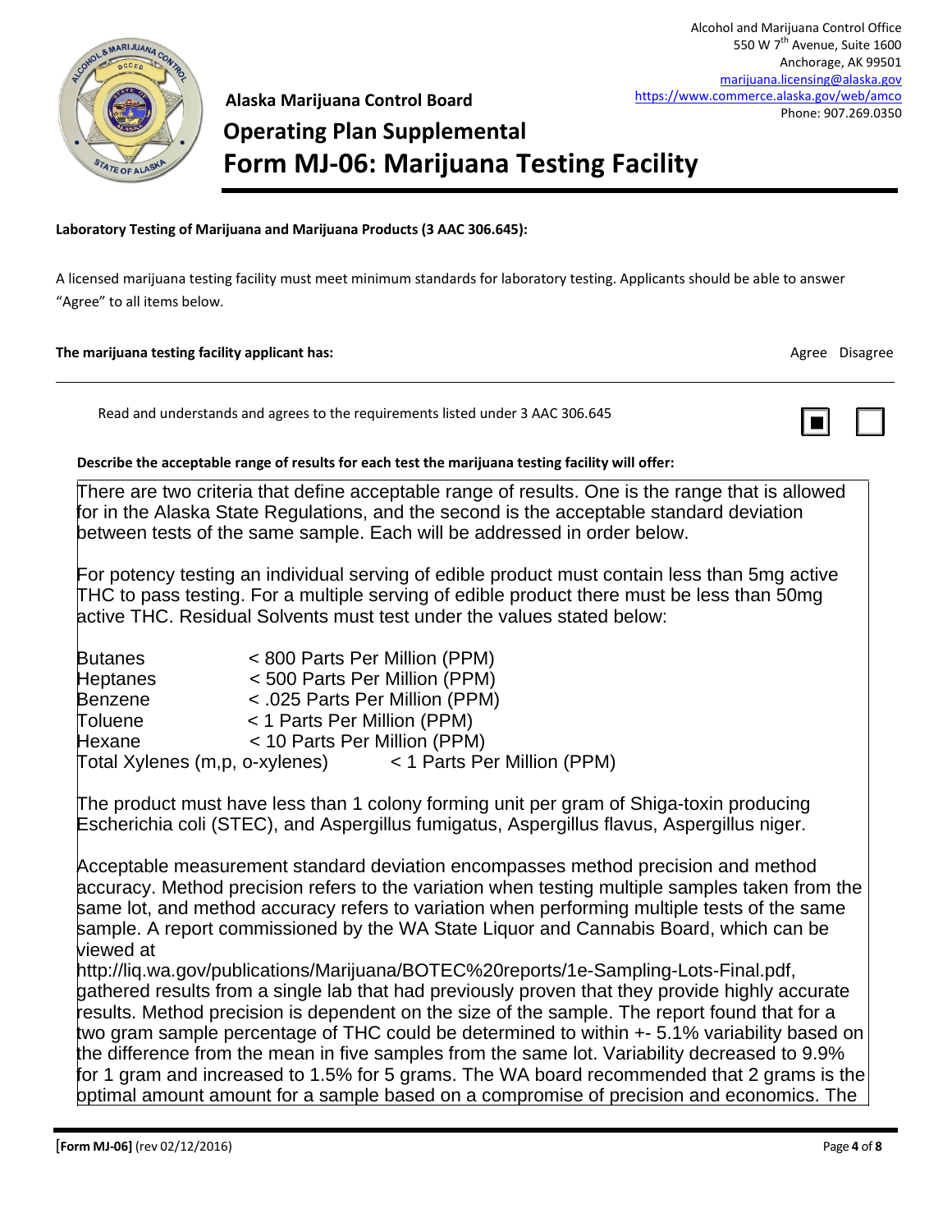Alcohol and Marijuana Control Office
550 W 7th Avenue, Suite 1600
Anchorage, AK 99501
marijuana.licensing@alaska.gov
https://www.commerce.alaska.gov/web/amco
Phone: 907.269.0350

**Alaska Marijuana Control Board**

# Operating Plan Supplemental
# Form MJ-06: Marijuana Testing Facility

**Laboratory Testing of Marijuana and Marijuana Products (3 AAC 306.645):**

A licensed marijuana testing facility must meet minimum standards for laboratory testing. Applicants should be able to answer "Agree" to all items below.

| **The marijuana testing facility applicant has:** | Agree | Disagree |
|---|---|---|
| Read and understands and agrees to the requirements listed under 3 AAC 306.645 | ■ | ☐ |

**Describe the acceptable range of results for each test the marijuana testing facility will offer:**

There are two criteria that define acceptable range of results. One is the range that is allowed for in the Alaska State Regulations, and the second is the acceptable standard deviation between tests of the same sample. Each will be addressed in order below.

For potency testing an individual serving of edible product must contain less than 5mg active THC to pass testing. For a multiple serving of edible product there must be less than 50mg active THC. Residual Solvents must test under the values stated below:

| | |
|---|---|
| Butanes | < 800 Parts Per Million (PPM) |
| Heptanes | < 500 Parts Per Million (PPM) |
| Benzene | < .025 Parts Per Million (PPM) |
| Toluene | < 1 Parts Per Million (PPM) |
| Hexane | < 10 Parts Per Million (PPM) |
| Total Xylenes (m,p, o-xylenes) | < 1 Parts Per Million (PPM) |

The product must have less than 1 colony forming unit per gram of Shiga-toxin producing Escherichia coli (STEC), and Aspergillus fumigatus, Aspergillus flavus, Aspergillus niger.

Acceptable measurement standard deviation encompasses method precision and method accuracy. Method precision refers to the variation when testing multiple samples taken from the same lot, and method accuracy refers to variation when performing multiple tests of the same sample. A report commissioned by the WA State Liquor and Cannabis Board, which can be viewed at http://liq.wa.gov/publications/Marijuana/BOTEC%20reports/1e-Sampling-Lots-Final.pdf, gathered results from a single lab that had previously proven that they provide highly accurate results. Method precision is dependent on the size of the sample. The report found that for a two gram sample percentage of THC could be determined to within +- 5.1% variability based on the difference from the mean in five samples from the same lot. Variability decreased to 9.9% for 1 gram and increased to 1.5% for 5 grams. The WA board recommended that 2 grams is the optimal amount amount for a sample based on a compromise of precision and economics. The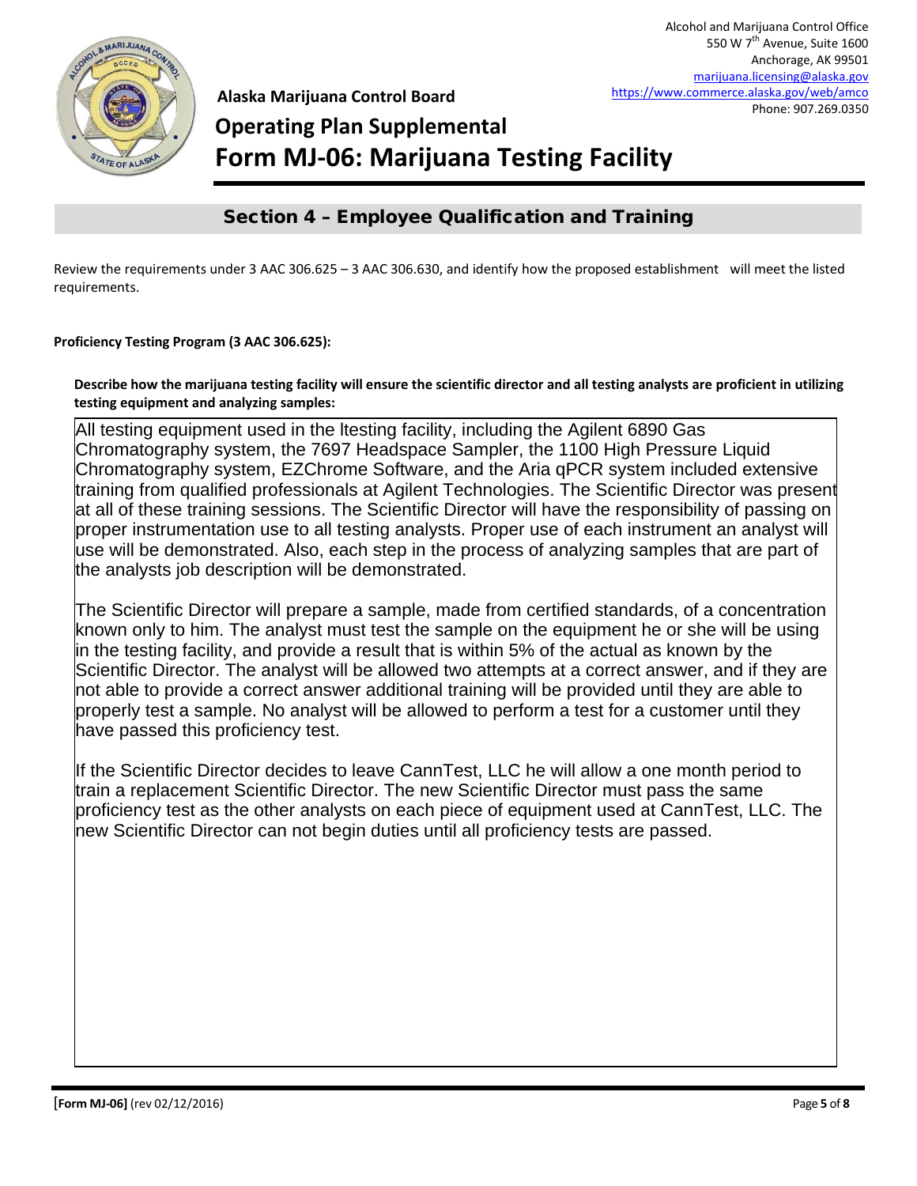Alcohol and Marijuana Control Office
550 W 7th Avenue, Suite 1600
Anchorage, AK 99501
marijuana.licensing@alaska.gov
https://www.commerce.alaska.gov/web/amco
Phone: 907.269.0350

**Alaska Marijuana Control Board**

# Operating Plan Supplemental
# Form MJ-06: Marijuana Testing Facility

## Section 4 – Employee Qualification and Training

Review the requirements under 3 AAC 306.625 – 3 AAC 306.630, and identify how the proposed establishment will meet the listed requirements.

**Proficiency Testing Program (3 AAC 306.625):**

**Describe how the marijuana testing facility will ensure the scientific director and all testing analysts are proficient in utilizing testing equipment and analyzing samples:**

All testing equipment used in the ltesting facility, including the Agilent 6890 Gas Chromatography system, the 7697 Headspace Sampler, the 1100 High Pressure Liquid Chromatography system, EZChrome Software, and the Aria qPCR system included extensive training from qualified professionals at Agilent Technologies. The Scientific Director was present at all of these training sessions. The Scientific Director will have the responsibility of passing on proper instrumentation use to all testing analysts. Proper use of each instrument an analyst will use will be demonstrated. Also, each step in the process of analyzing samples that are part of the analysts job description will be demonstrated.

The Scientific Director will prepare a sample, made from certified standards, of a concentration known only to him. The analyst must test the sample on the equipment he or she will be using in the testing facility, and provide a result that is within 5% of the actual as known by the Scientific Director. The analyst will be allowed two attempts at a correct answer, and if they are not able to provide a correct answer additional training will be provided until they are able to properly test a sample. No analyst will be allowed to perform a test for a customer until they have passed this proficiency test.

If the Scientific Director decides to leave CannTest, LLC he will allow a one month period to train a replacement Scientific Director. The new Scientific Director must pass the same proficiency test as the other analysts on each piece of equipment used at CannTest, LLC. The new Scientific Director can not begin duties until all proficiency tests are passed.

[Form MJ-06] (rev 02/12/2016)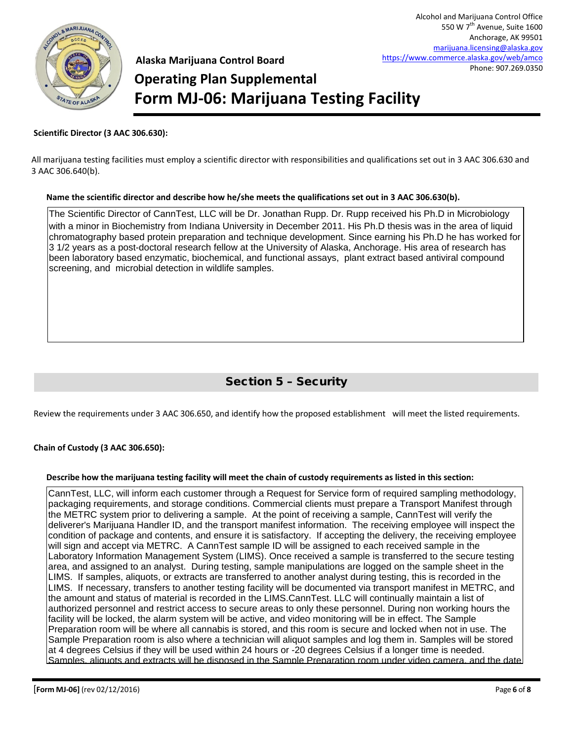Alcohol and Marijuana Control Office
550 W 7th Avenue, Suite 1600
Anchorage, AK 99501
marijuana.licensing@alaska.gov
https://www.commerce.alaska.gov/web/amco
Phone: 907.269.0350

**Alaska Marijuana Control Board**

# Operating Plan Supplemental

# Form MJ-06: Marijuana Testing Facility

**Scientific Director (3 AAC 306.630):**

All marijuana testing facilities must employ a scientific director with responsibilities and qualifications set out in 3 AAC 306.630 and 3 AAC 306.640(b).

**Name the scientific director and describe how he/she meets the qualifications set out in 3 AAC 306.630(b).**

The Scientific Director of CannTest, LLC will be Dr. Jonathan Rupp. Dr. Rupp received his Ph.D in Microbiology with a minor in Biochemistry from Indiana University in December 2011. His Ph.D thesis was in the area of liquid chromatography based protein preparation and technique development. Since earning his Ph.D he has worked for 3 1/2 years as a post-doctoral research fellow at the University of Alaska, Anchorage. His area of research has been laboratory based enzymatic, biochemical, and functional assays, plant extract based antiviral compound screening, and microbial detection in wildlife samples.

## Section 5 – Security

Review the requirements under 3 AAC 306.650, and identify how the proposed establishment will meet the listed requirements.

**Chain of Custody (3 AAC 306.650):**

**Describe how the marijuana testing facility will meet the chain of custody requirements as listed in this section:**

CannTest, LLC, will inform each customer through a Request for Service form of required sampling methodology, packaging requirements, and storage conditions. Commercial clients must prepare a Transport Manifest through the METRC system prior to delivering a sample. At the point of receiving a sample, CannTest will verify the deliverer's Marijuana Handler ID, and the transport manifest information. The receiving employee will inspect the condition of package and contents, and ensure it is satisfactory. If accepting the delivery, the receiving employee will sign and accept via METRC. A CannTest sample ID will be assigned to each received sample in the Laboratory Information Management System (LIMS). Once received a sample is transferred to the secure testing area, and assigned to an analyst. During testing, sample manipulations are logged on the sample sheet in the LIMS. If samples, aliquots, or extracts are transferred to another analyst during testing, this is recorded in the LIMS. If necessary, transfers to another testing facility will be documented via transport manifest in METRC, and the amount and status of material is recorded in the LIMS.CannTest. LLC will continually maintain a list of authorized personnel and restrict access to secure areas to only these personnel. During non working hours the facility will be locked, the alarm system will be active, and video monitoring will be in effect. The Sample Preparation room will be where all cannabis is stored, and this room is secure and locked when not in use. The Sample Preparation room is also where a technician will aliquot samples and log them in. Samples will be stored at 4 degrees Celsius if they will be used within 24 hours or -20 degrees Celsius if a longer time is needed. Samples, aliquots and extracts will be disposed in the Sample Preparation room under video camera, and the date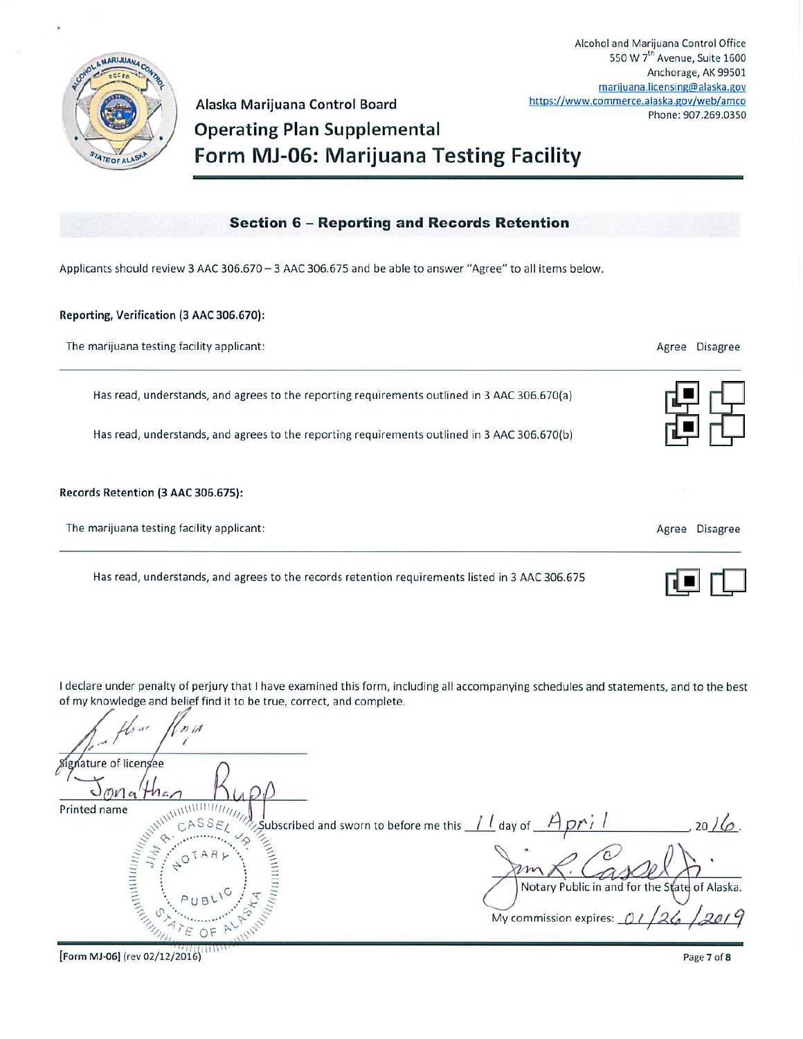Alcohol and Marijuana Control Office
550 W 7th Avenue, Suite 1600
Anchorage, AK 99501
marijuana.licensing@alaska.gov
https://www.commerce.alaska.gov/web/amco
Phone: 907.269.0350

Alaska Marijuana Control Board

# Operating Plan Supplemental

# Form MJ-06: Marijuana Testing Facility

## Section 6 – Reporting and Records Retention

Applicants should review 3 AAC 306.670 – 3 AAC 306.675 and be able to answer "Agree" to all items below.

### Reporting, Verification (3 AAC 306.670):

| The marijuana testing facility applicant: | Agree | Disagree |
|---|---|---|
| Has read, understands, and agrees to the reporting requirements outlined in 3 AAC 306.670(a) | ■ | ☐ |
| Has read, understands, and agrees to the reporting requirements outlined in 3 AAC 306.670(b) | ■ | ☐ |

### Records Retention (3 AAC 306.675):

| The marijuana testing facility applicant: | Agree | Disagree |
|---|---|---|
| Has read, understands, and agrees to the records retention requirements listed in 3 AAC 306.675 | ■ | ☐ |

I declare under penalty of perjury that I have examined this form, including all accompanying schedules and statements, and to the best of my knowledge and belief find it to be true, correct, and complete.

[Signature]
Signature of licensee

Jonathan Rupp
Printed name

Subscribed and sworn to before me this 11 day of April, 2016.

[Signature]
Notary Public in and for the State of Alaska.

My commission expires: 01/26/2019

[Seal: CASSEL JR. JIM R. NOTARY PUBLIC STATE OF ALASKA]

[Form MJ-06] (rev 02/12/2016)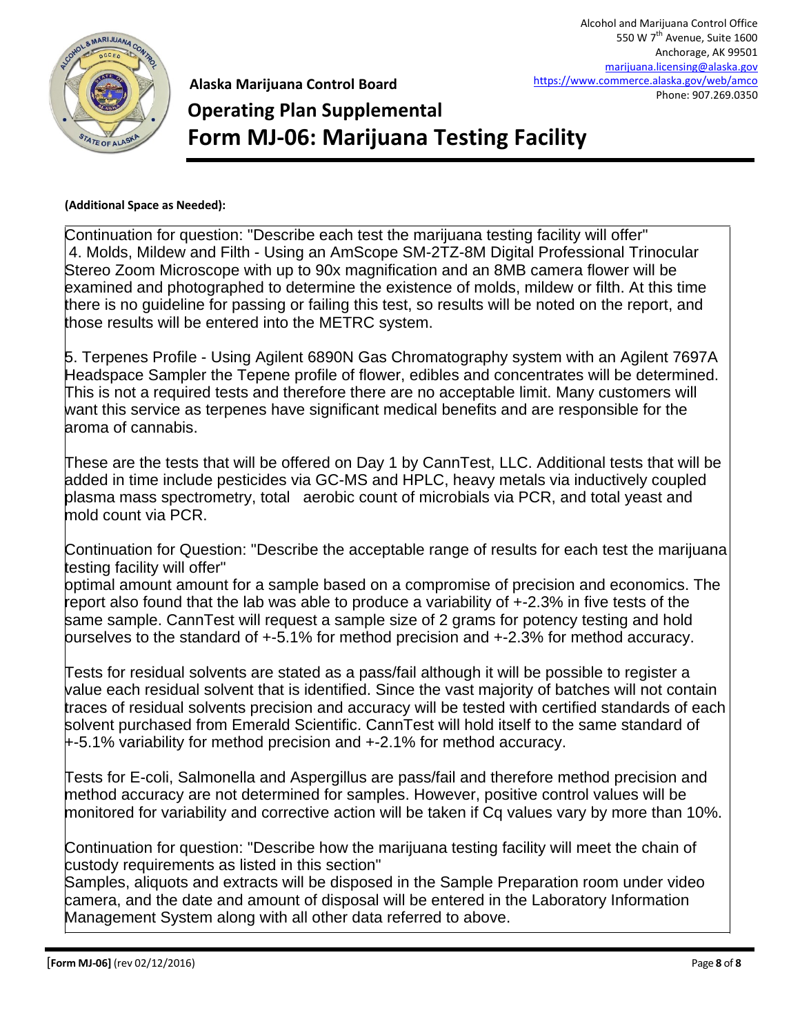**(Additional Space as Needed):**

Continuation for question: "Describe each test the marijuana testing facility will offer"

4. Molds, Mildew and Filth - Using an AmScope SM-2TZ-8M Digital Professional Trinocular Stereo Zoom Microscope with up to 90x magnification and an 8MB camera flower will be examined and photographed to determine the existence of molds, mildew or filth. At this time there is no guideline for passing or failing this test, so results will be noted on the report, and those results will be entered into the METRC system.

5. Terpenes Profile - Using Agilent 6890N Gas Chromatography system with an Agilent 7697A Headspace Sampler the Tepene profile of flower, edibles and concentrates will be determined. This is not a required tests and therefore there are no acceptable limit. Many customers will want this service as terpenes have significant medical benefits and are responsible for the aroma of cannabis.

These are the tests that will be offered on Day 1 by CannTest, LLC. Additional tests that will be added in time include pesticides via GC-MS and HPLC, heavy metals via inductively coupled plasma mass spectrometry, total aerobic count of microbials via PCR, and total yeast and mold count via PCR.

Continuation for Question: "Describe the acceptable range of results for each test the marijuana testing facility will offer"

optimal amount for a sample based on a compromise of precision and economics. The report also found that the lab was able to produce a variability of +-2.3% in five tests of the same sample. CannTest will request a sample size of 2 grams for potency testing and hold ourselves to the standard of +-5.1% for method precision and +-2.3% for method accuracy.

Tests for residual solvents are stated as a pass/fail although it will be possible to register a value each residual solvent that is identified. Since the vast majority of batches will not contain traces of residual solvents precision and accuracy will be tested with certified standards of each solvent purchased from Emerald Scientific. CannTest will hold itself to the same standard of +-5.1% variability for method precision and +-2.1% for method accuracy.

Tests for E-coli, Salmonella and Aspergillus are pass/fail and therefore method precision and method accuracy are not determined for samples. However, positive control values will be monitored for variability and corrective action will be taken if Cq values vary by more than 10%.

Continuation for question: "Describe how the marijuana testing facility will meet the chain of custody requirements as listed in this section"

Samples, aliquots and extracts will be disposed in the Sample Preparation room under video camera, and the date and amount of disposal will be entered in the Laboratory Information Management System along with all other data referred to above.